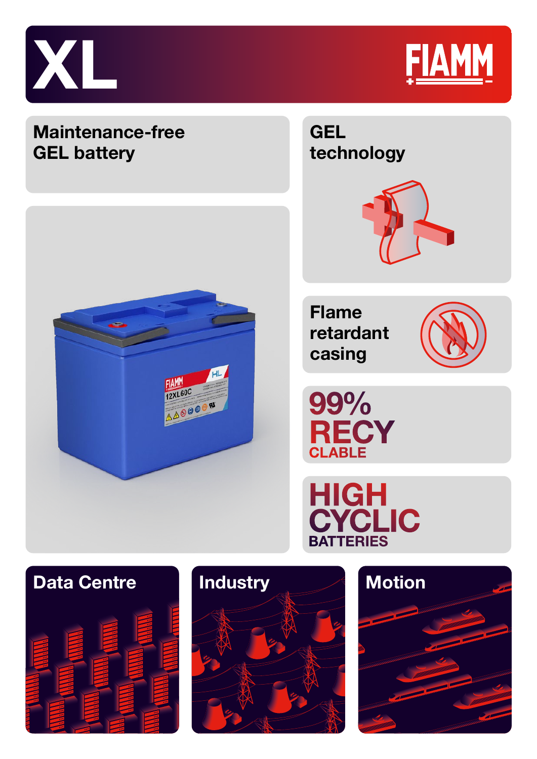# XL

FIAMM

## Maintenance-free GEL battery

## GEL technology

## Flame retardant casing

## 99% RECYCLABLE

## HIGH CYCLIC BATTERIES

## Data Centre

## Industry

## Motion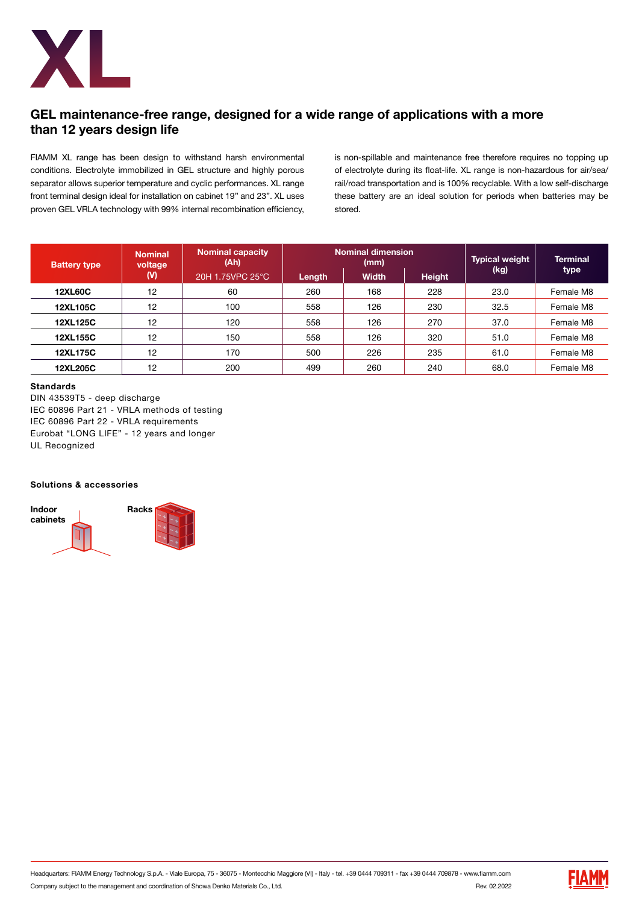# XL

## GEL maintenance-free range, designed for a wide range of applications with a more than 12 years design life

FIAMM XL range has been design to withstand harsh environmental conditions. Electrolyte immobilized in GEL structure and highly porous separator allows superior temperature and cyclic performances. XL range front terminal design ideal for installation on cabinet 19” and 23”. XL uses proven GEL VRLA technology with 99% internal recombination efficiency, is non-spillable and maintenance free therefore requires no topping up of electrolyte during its float-life. XL range is non-hazardous for air/sea/rail/road transportation and is 100% recyclable. With a low self-discharge these battery are an ideal solution for periods when batteries may be stored.

| Battery type | Nominal voltage (V) | Nominal capacity (Ah) 20H 1.75VPC 25°C | Nominal dimension (mm) | | | Typical weight (kg) | Terminal type |
|---|---|---|---|---|---|---|---|
| | | | Length | Width | Height | | |
| **12XL60C** | 12 | 60 | 260 | 168 | 228 | 23.0 | Female M8 |
| **12XL105C** | 12 | 100 | 558 | 126 | 230 | 32.5 | Female M8 |
| **12XL125C** | 12 | 120 | 558 | 126 | 270 | 37.0 | Female M8 |
| **12XL155C** | 12 | 150 | 558 | 126 | 320 | 51.0 | Female M8 |
| **12XL175C** | 12 | 170 | 500 | 226 | 235 | 61.0 | Female M8 |
| **12XL205C** | 12 | 200 | 499 | 260 | 240 | 68.0 | Female M8 |

**Standards**

DIN 43539T5 - deep discharge
IEC 60896 Part 21 - VRLA methods of testing
IEC 60896 Part 22 - VRLA requirements
Eurobat “LONG LIFE” - 12 years and longer
UL Recognized

**Solutions & accessories**

**Indoor cabinets**

**Racks**

Headquarters: FIAMM Energy Technology S.p.A. - Viale Europa, 75 - 36075 - Montecchio Maggiore (VI) - Italy - tel. +39 0444 709311 - fax +39 0444 709878 - www.fiamm.com

Company subject to the management and coordination of Showa Denko Materials Co., Ltd.

Rev. 02.2022